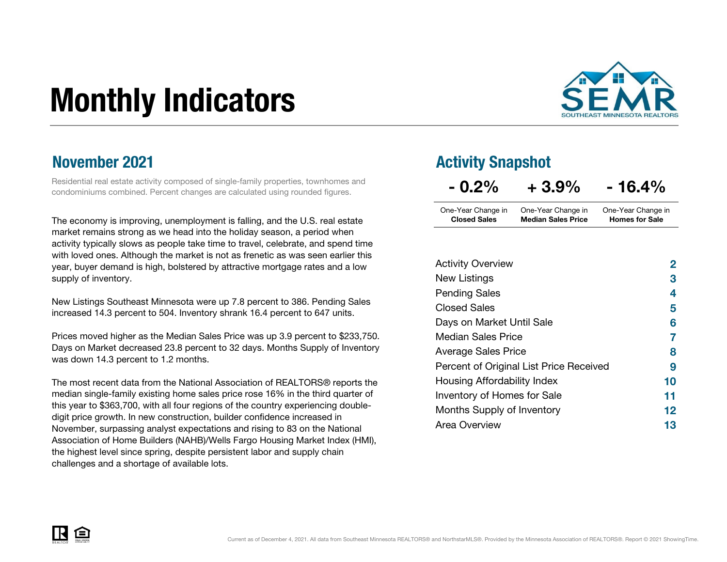# Monthly Indicators

SEMR
SOUTHEAST MINNESOTA REALTORS

## November 2021

Residential real estate activity composed of single-family properties, townhomes and condominiums combined. Percent changes are calculated using rounded figures.

The economy is improving, unemployment is falling, and the U.S. real estate market remains strong as we head into the holiday season, a period when activity typically slows as people take time to travel, celebrate, and spend time with loved ones. Although the market is not as frenetic as was seen earlier this year, buyer demand is high, bolstered by attractive mortgage rates and a low supply of inventory.

New Listings Southeast Minnesota were up 7.8 percent to 386. Pending Sales increased 14.3 percent to 504. Inventory shrank 16.4 percent to 647 units.

Prices moved higher as the Median Sales Price was up 3.9 percent to $233,750. Days on Market decreased 23.8 percent to 32 days. Months Supply of Inventory was down 14.3 percent to 1.2 months.

The most recent data from the National Association of REALTORS® reports the median single-family existing home sales price rose 16% in the third quarter of this year to $363,700, with all four regions of the country experiencing double-digit price growth. In new construction, builder confidence increased in November, surpassing analyst expectations and rising to 83 on the National Association of Home Builders (NAHB)/Wells Fargo Housing Market Index (HMI), the highest level since spring, despite persistent labor and supply chain challenges and a shortage of available lots.

## Activity Snapshot

| - 0.2% | + 3.9% | - 16.4% |
|---|---|---|
| One-Year Change in **Closed Sales** | One-Year Change in **Median Sales Price** | One-Year Change in **Homes for Sale** |

| | |
|---|---|
| Activity Overview | 2 |
| New Listings | 3 |
| Pending Sales | 4 |
| Closed Sales | 5 |
| Days on Market Until Sale | 6 |
| Median Sales Price | 7 |
| Average Sales Price | 8 |
| Percent of Original List Price Received | 9 |
| Housing Affordability Index | 10 |
| Inventory of Homes for Sale | 11 |
| Months Supply of Inventory | 12 |
| Area Overview | 13 |

Current as of December 4, 2021. All data from Southeast Minnesota REALTORS® and NorthstarMLS®. Provided by the Minnesota Association of REALTORS®. Report © 2021 ShowingTime.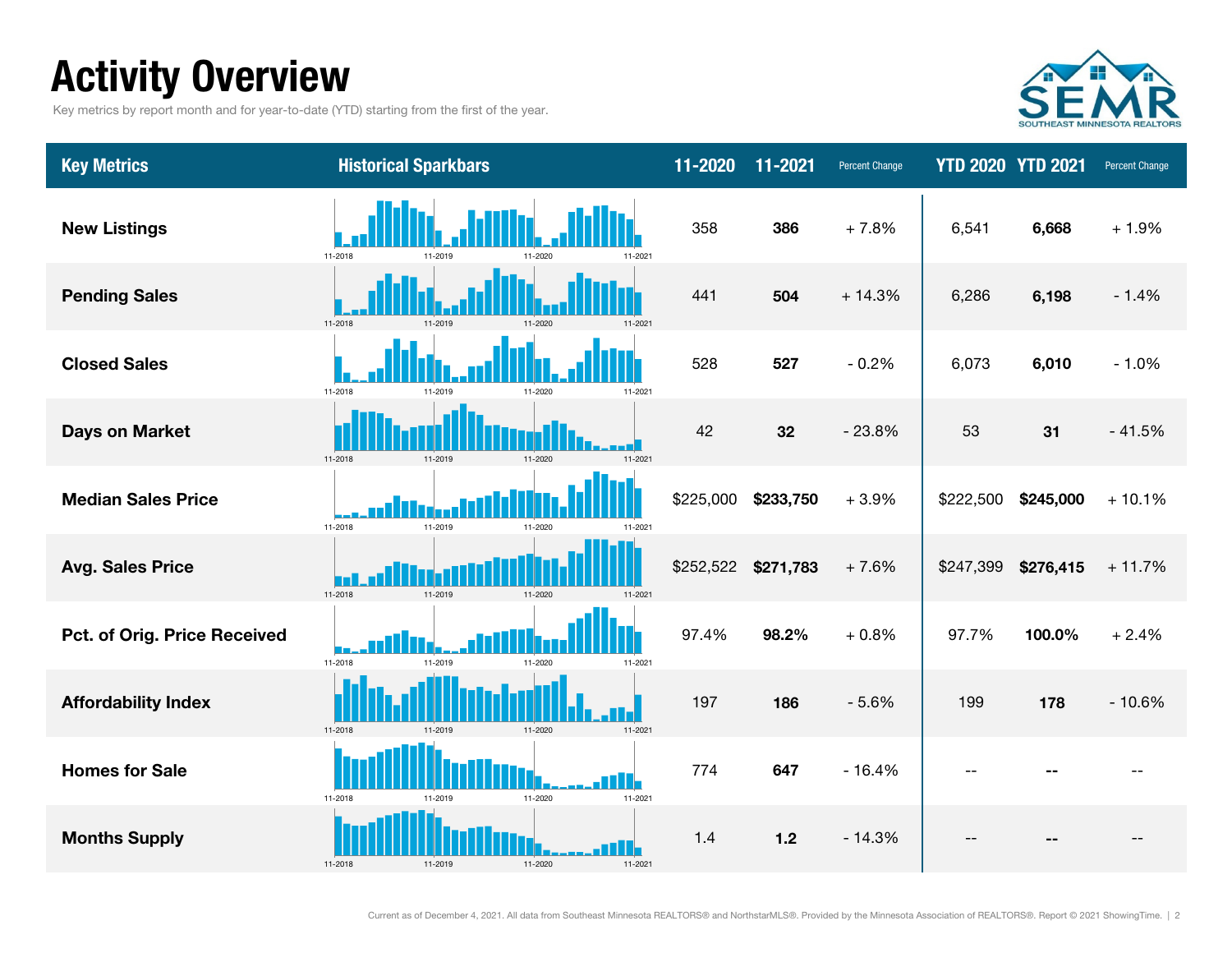# Activity Overview

Key metrics by report month and for year-to-date (YTD) starting from the first of the year.

| Key Metrics | Historical Sparkbars | 11-2020 | 11-2021 | Percent Change | YTD 2020 | YTD 2021 | Percent Change |
|---|---|---|---|---|---|---|---|
| New Listings | 11-2018 11-2019 11-2020 11-2021 | 358 | **386** | + 7.8% | 6,541 | **6,668** | + 1.9% |
| Pending Sales | 11-2018 11-2019 11-2020 11-2021 | 441 | **504** | + 14.3% | 6,286 | **6,198** | - 1.4% |
| Closed Sales | 11-2018 11-2019 11-2020 11-2021 | 528 | **527** | - 0.2% | 6,073 | **6,010** | - 1.0% |
| Days on Market | 11-2018 11-2019 11-2020 11-2021 | 42 | **32** | - 23.8% | 53 | **31** | - 41.5% |
| Median Sales Price | 11-2018 11-2019 11-2020 11-2021 | $225,000 | **$233,750** | + 3.9% | $222,500 | **$245,000** | + 10.1% |
| Avg. Sales Price | 11-2018 11-2019 11-2020 11-2021 | $252,522 | **$271,783** | + 7.6% | $247,399 | **$276,415** | + 11.7% |
| Pct. of Orig. Price Received | 11-2018 11-2019 11-2020 11-2021 | 97.4% | **98.2%** | + 0.8% | 97.7% | **100.0%** | + 2.4% |
| Affordability Index | 11-2018 11-2019 11-2020 11-2021 | 197 | **186** | - 5.6% | 199 | **178** | - 10.6% |
| Homes for Sale | 11-2018 11-2019 11-2020 11-2021 | 774 | **647** | - 16.4% | -- | **--** | -- |
| Months Supply | 11-2018 11-2019 11-2020 11-2021 | 1.4 | **1.2** | - 14.3% | -- | **--** | -- |

Current as of December 4, 2021. All data from Southeast Minnesota REALTORS® and NorthstarMLS®. Provided by the Minnesota Association of REALTORS®. Report © 2021 ShowingTime.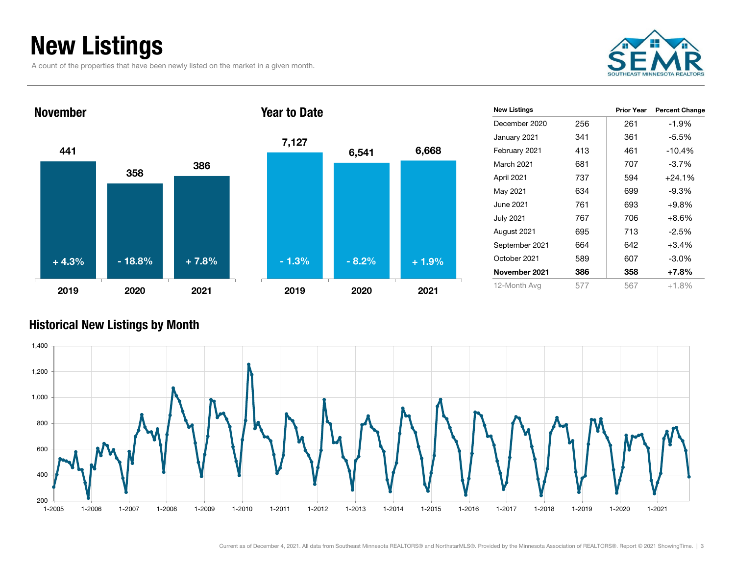# New Listings

A count of the properties that have been newly listed on the market in a given month.

SEMR SOUTHEAST MINNESOTA REALTORS

## November

| Year | New Listings | Change |
|---|---|---|
| 2019 | 441 | + 4.3% |
| 2020 | 358 | - 18.8% |
| 2021 | 386 | + 7.8% |

## Year to Date

| Year | New Listings | Change |
|---|---|---|
| 2019 | 7,127 | - 1.3% |
| 2020 | 6,541 | - 8.2% |
| 2021 | 6,668 | + 1.9% |

| New Listings | | Prior Year | Percent Change |
|---|---|---|---|
| December 2020 | 256 | 261 | -1.9% |
| January 2021 | 341 | 361 | -5.5% |
| February 2021 | 413 | 461 | -10.4% |
| March 2021 | 681 | 707 | -3.7% |
| April 2021 | 737 | 594 | +24.1% |
| May 2021 | 634 | 699 | -9.3% |
| June 2021 | 761 | 693 | +9.8% |
| July 2021 | 767 | 706 | +8.6% |
| August 2021 | 695 | 713 | -2.5% |
| September 2021 | 664 | 642 | +3.4% |
| October 2021 | 589 | 607 | -3.0% |
| **November 2021** | **386** | **358** | **+7.8%** |
| 12-Month Avg | 577 | 567 | +1.8% |

## Historical New Listings by Month

Current as of December 4, 2021. All data from Southeast Minnesota REALTORS® and NorthstarMLS®. Provided by the Minnesota Association of REALTORS®. Report © 2021 ShowingTime.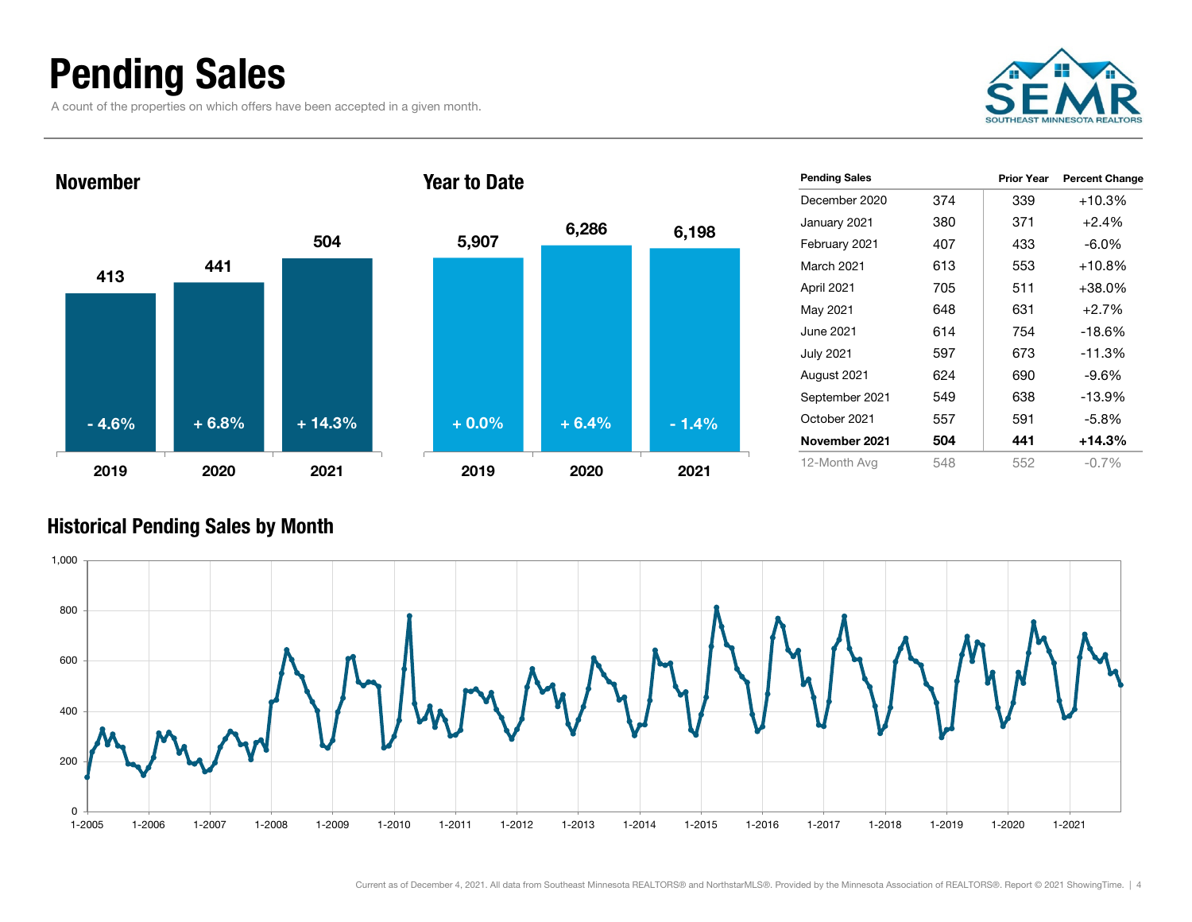# Pending Sales

A count of the properties on which offers have been accepted in a given month.

## November

| | 2019 | 2020 | 2021 |
|---|---|---|---|
| Pending Sales | 413 | 441 | 504 |
| Change | - 4.6% | + 6.8% | + 14.3% |

## Year to Date

| | 2019 | 2020 | 2021 |
|---|---|---|---|
| Pending Sales | 5,907 | 6,286 | 6,198 |
| Change | + 0.0% | + 6.4% | - 1.4% |

| Pending Sales | | Prior Year | Percent Change |
|---|---|---|---|
| December 2020 | 374 | 339 | +10.3% |
| January 2021 | 380 | 371 | +2.4% |
| February 2021 | 407 | 433 | -6.0% |
| March 2021 | 613 | 553 | +10.8% |
| April 2021 | 705 | 511 | +38.0% |
| May 2021 | 648 | 631 | +2.7% |
| June 2021 | 614 | 754 | -18.6% |
| July 2021 | 597 | 673 | -11.3% |
| August 2021 | 624 | 690 | -9.6% |
| September 2021 | 549 | 638 | -13.9% |
| October 2021 | 557 | 591 | -5.8% |
| **November 2021** | **504** | **441** | **+14.3%** |
| 12-Month Avg | 548 | 552 | -0.7% |

## Historical Pending Sales by Month

Current as of December 4, 2021. All data from Southeast Minnesota REALTORS® and NorthstarMLS®. Provided by the Minnesota Association of REALTORS®. Report © 2021 ShowingTime.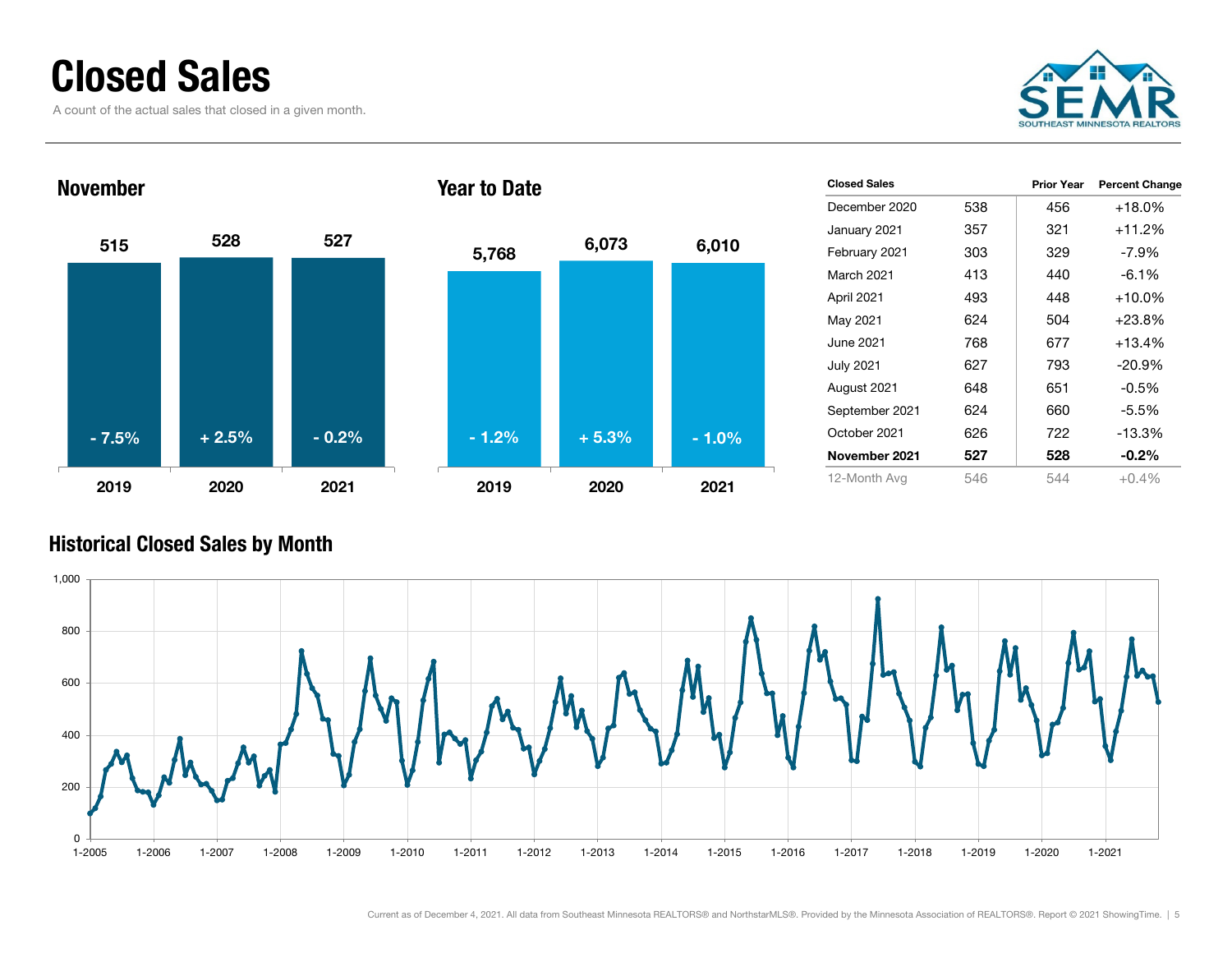# Closed Sales

A count of the actual sales that closed in a given month.

## November

| | 2019 | 2020 | 2021 |
|---|---|---|---|
| Closed Sales | 515 | 528 | 527 |
| Percent Change | - 7.5% | + 2.5% | - 0.2% |

## Year to Date

| | 2019 | 2020 | 2021 |
|---|---|---|---|
| Closed Sales | 5,768 | 6,073 | 6,010 |
| Percent Change | - 1.2% | + 5.3% | - 1.0% |

| Closed Sales | | Prior Year | Percent Change |
|---|---|---|---|
| December 2020 | 538 | 456 | +18.0% |
| January 2021 | 357 | 321 | +11.2% |
| February 2021 | 303 | 329 | -7.9% |
| March 2021 | 413 | 440 | -6.1% |
| April 2021 | 493 | 448 | +10.0% |
| May 2021 | 624 | 504 | +23.8% |
| June 2021 | 768 | 677 | +13.4% |
| July 2021 | 627 | 793 | -20.9% |
| August 2021 | 648 | 651 | -0.5% |
| September 2021 | 624 | 660 | -5.5% |
| October 2021 | 626 | 722 | -13.3% |
| **November 2021** | **527** | **528** | **-0.2%** |
| 12-Month Avg | 546 | 544 | +0.4% |

## Historical Closed Sales by Month

Current as of December 4, 2021. All data from Southeast Minnesota REALTORS® and NorthstarMLS®. Provided by the Minnesota Association of REALTORS®. Report © 2021 ShowingTime.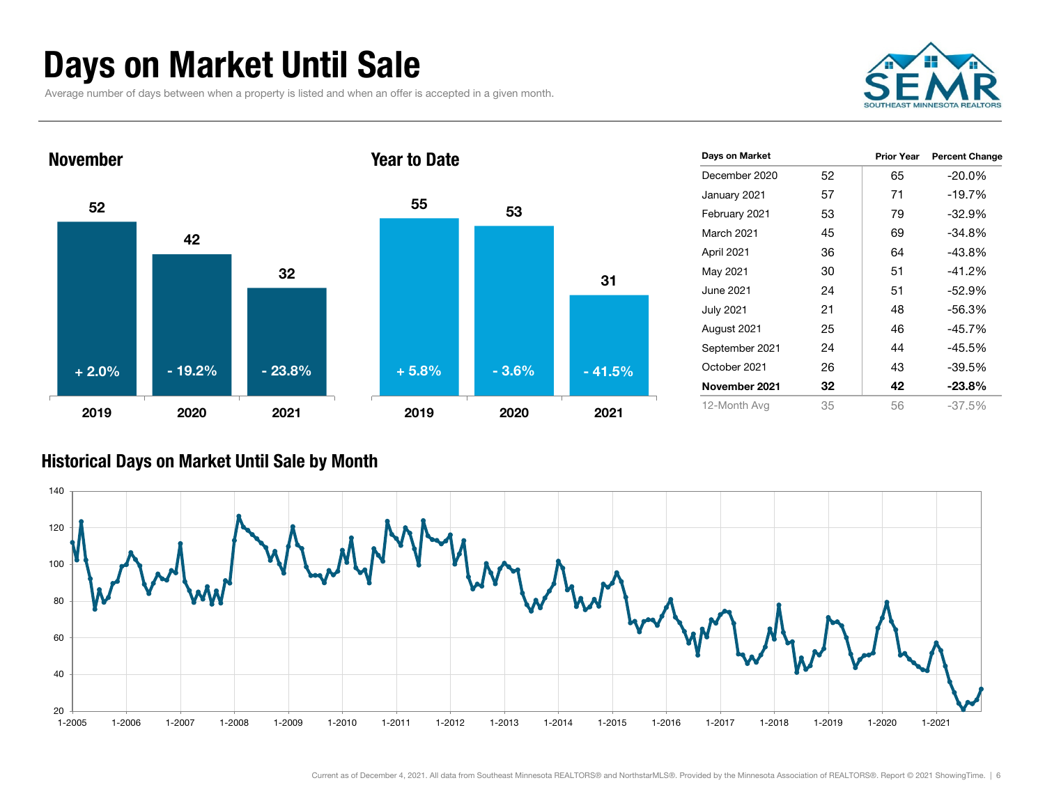# Days on Market Until Sale

Average number of days between when a property is listed and when an offer is accepted in a given month.

### November

| Year | Days | Change |
|---|---|---|
| 2019 | 52 | + 2.0% |
| 2020 | 42 | - 19.2% |
| 2021 | 32 | - 23.8% |

### Year to Date

| Year | Days | Change |
|---|---|---|
| 2019 | 55 | + 5.8% |
| 2020 | 53 | - 3.6% |
| 2021 | 31 | - 41.5% |

| Days on Market | | Prior Year | Percent Change |
|---|---|---|---|
| December 2020 | 52 | 65 | -20.0% |
| January 2021 | 57 | 71 | -19.7% |
| February 2021 | 53 | 79 | -32.9% |
| March 2021 | 45 | 69 | -34.8% |
| April 2021 | 36 | 64 | -43.8% |
| May 2021 | 30 | 51 | -41.2% |
| June 2021 | 24 | 51 | -52.9% |
| July 2021 | 21 | 48 | -56.3% |
| August 2021 | 25 | 46 | -45.7% |
| September 2021 | 24 | 44 | -45.5% |
| October 2021 | 26 | 43 | -39.5% |
| **November 2021** | **32** | **42** | **-23.8%** |
| 12-Month Avg | 35 | 56 | -37.5% |

### Historical Days on Market Until Sale by Month

Current as of December 4, 2021. All data from Southeast Minnesota REALTORS® and NorthstarMLS®. Provided by the Minnesota Association of REALTORS®. Report © 2021 ShowingTime.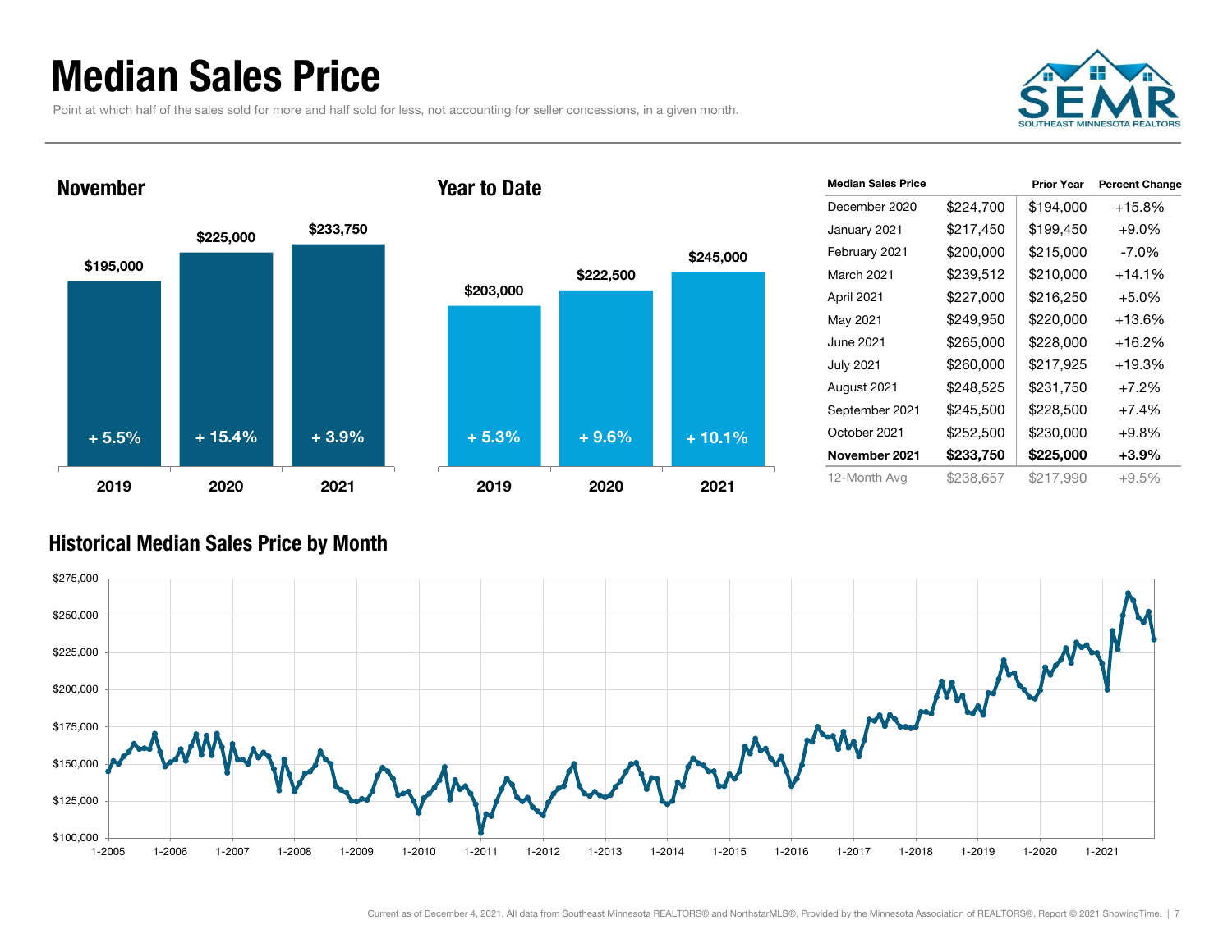# Median Sales Price

Point at which half of the sales sold for more and half sold for less, not accounting for seller concessions, in a given month.

## November

| | 2019 | 2020 | 2021 |
|---|---|---|---|
| Median Sales Price | $195,000 | $225,000 | $233,750 |
| Change | + 5.5% | + 15.4% | + 3.9% |

## Year to Date

| | 2019 | 2020 | 2021 |
|---|---|---|---|
| Median Sales Price | $203,000 | $222,500 | $245,000 |
| Change | + 5.3% | + 9.6% | + 10.1% |

| Median Sales Price | | Prior Year | Percent Change |
|---|---|---|---|
| December 2020 | $224,700 | $194,000 | +15.8% |
| January 2021 | $217,450 | $199,450 | +9.0% |
| February 2021 | $200,000 | $215,000 | -7.0% |
| March 2021 | $239,512 | $210,000 | +14.1% |
| April 2021 | $227,000 | $216,250 | +5.0% |
| May 2021 | $249,950 | $220,000 | +13.6% |
| June 2021 | $265,000 | $228,000 | +16.2% |
| July 2021 | $260,000 | $217,925 | +19.3% |
| August 2021 | $248,525 | $231,750 | +7.2% |
| September 2021 | $245,500 | $228,500 | +7.4% |
| October 2021 | $252,500 | $230,000 | +9.8% |
| **November 2021** | **$233,750** | **$225,000** | **+3.9%** |
| 12-Month Avg | $238,657 | $217,990 | +9.5% |

## Historical Median Sales Price by Month

Current as of December 4, 2021. All data from Southeast Minnesota REALTORS® and NorthstarMLS®. Provided by the Minnesota Association of REALTORS®. Report © 2021 ShowingTime.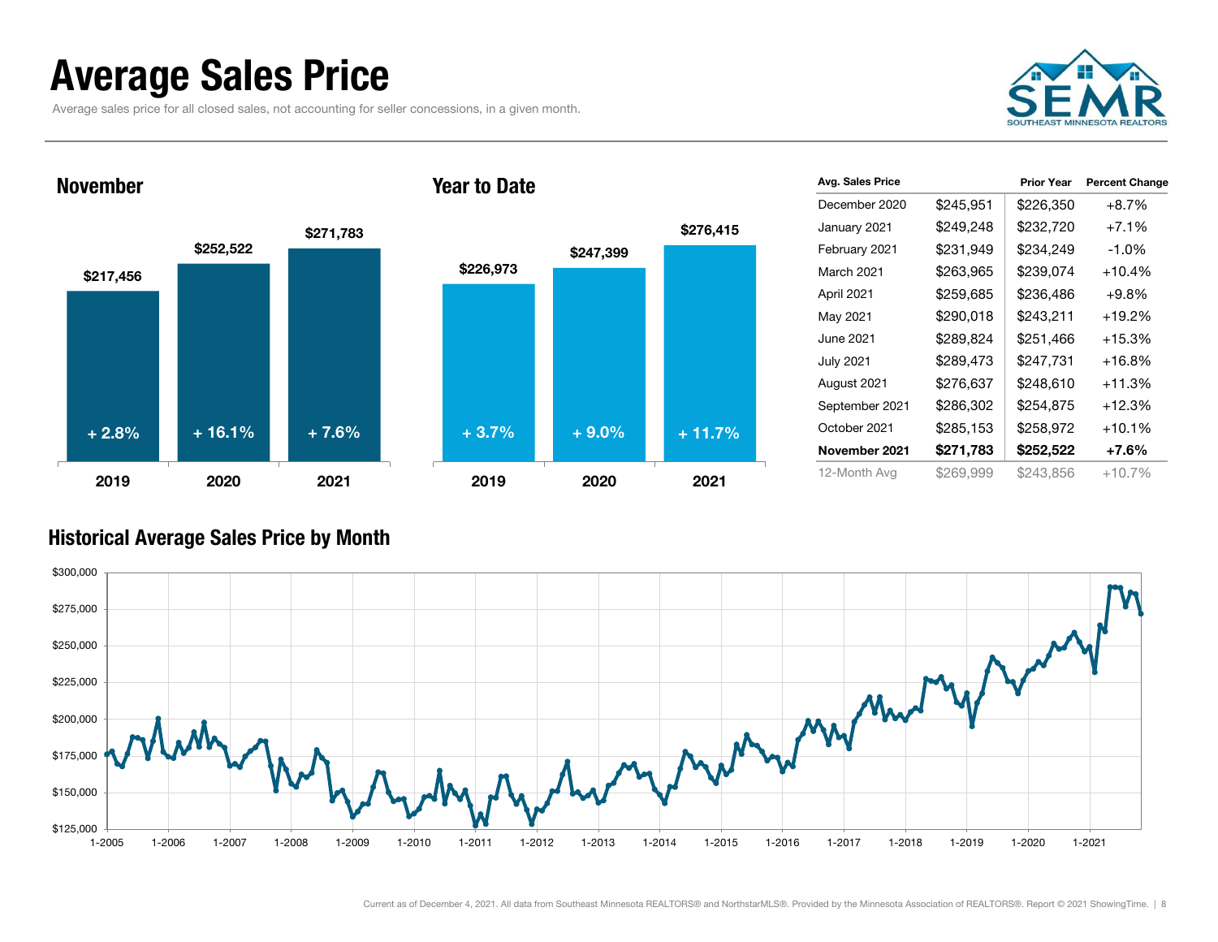# Average Sales Price

Average sales price for all closed sales, not accounting for seller concessions, in a given month.

## November

| Year | Avg. Sales Price | Change |
| --- | --- | --- |
| 2019 | $217,456 | + 2.8% |
| 2020 | $252,522 | + 16.1% |
| 2021 | $271,783 | + 7.6% |

## Year to Date

| Year | Avg. Sales Price | Change |
| --- | --- | --- |
| 2019 | $226,973 | + 3.7% |
| 2020 | $247,399 | + 9.0% |
| 2021 | $276,415 | + 11.7% |

| Avg. Sales Price | | Prior Year | Percent Change |
| --- | --- | --- | --- |
| December 2020 | $245,951 | $226,350 | +8.7% |
| January 2021 | $249,248 | $232,720 | +7.1% |
| February 2021 | $231,949 | $234,249 | -1.0% |
| March 2021 | $263,965 | $239,074 | +10.4% |
| April 2021 | $259,685 | $236,486 | +9.8% |
| May 2021 | $290,018 | $243,211 | +19.2% |
| June 2021 | $289,824 | $251,466 | +15.3% |
| July 2021 | $289,473 | $247,731 | +16.8% |
| August 2021 | $276,637 | $248,610 | +11.3% |
| September 2021 | $286,302 | $254,875 | +12.3% |
| October 2021 | $285,153 | $258,972 | +10.1% |
| **November 2021** | **$271,783** | **$252,522** | **+7.6%** |
| 12-Month Avg | $269,999 | $243,856 | +10.7% |

## Historical Average Sales Price by Month

Current as of December 4, 2021. All data from Southeast Minnesota REALTORS® and NorthstarMLS®. Provided by the Minnesota Association of REALTORS®. Report © 2021 ShowingTime.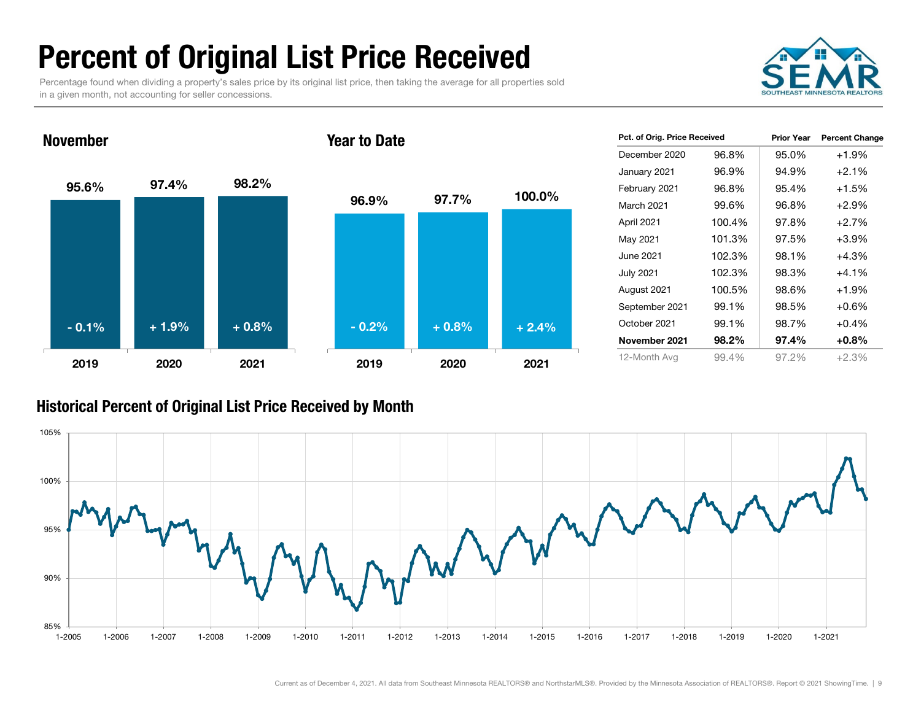# Percent of Original List Price Received

Percentage found when dividing a property's sales price by its original list price, then taking the average for all properties sold in a given month, not accounting for seller concessions.

### November

| | 2019 | 2020 | 2021 |
|---|---|---|---|
| Percent | 95.6% | 97.4% | 98.2% |
| Change | - 0.1% | + 1.9% | + 0.8% |

### Year to Date

| | 2019 | 2020 | 2021 |
|---|---|---|---|
| Percent | 96.9% | 97.7% | 100.0% |
| Change | - 0.2% | + 0.8% | + 2.4% |

| Pct. of Orig. Price Received | | Prior Year | Percent Change |
|---|---|---|---|
| December 2020 | 96.8% | 95.0% | +1.9% |
| January 2021 | 96.9% | 94.9% | +2.1% |
| February 2021 | 96.8% | 95.4% | +1.5% |
| March 2021 | 99.6% | 96.8% | +2.9% |
| April 2021 | 100.4% | 97.8% | +2.7% |
| May 2021 | 101.3% | 97.5% | +3.9% |
| June 2021 | 102.3% | 98.1% | +4.3% |
| July 2021 | 102.3% | 98.3% | +4.1% |
| August 2021 | 100.5% | 98.6% | +1.9% |
| September 2021 | 99.1% | 98.5% | +0.6% |
| October 2021 | 99.1% | 98.7% | +0.4% |
| **November 2021** | **98.2%** | **97.4%** | **+0.8%** |
| 12-Month Avg | 99.4% | 97.2% | +2.3% |

### Historical Percent of Original List Price Received by Month

Current as of December 4, 2021. All data from Southeast Minnesota REALTORS® and NorthstarMLS®. Provided by the Minnesota Association of REALTORS®. Report © 2021 ShowingTime.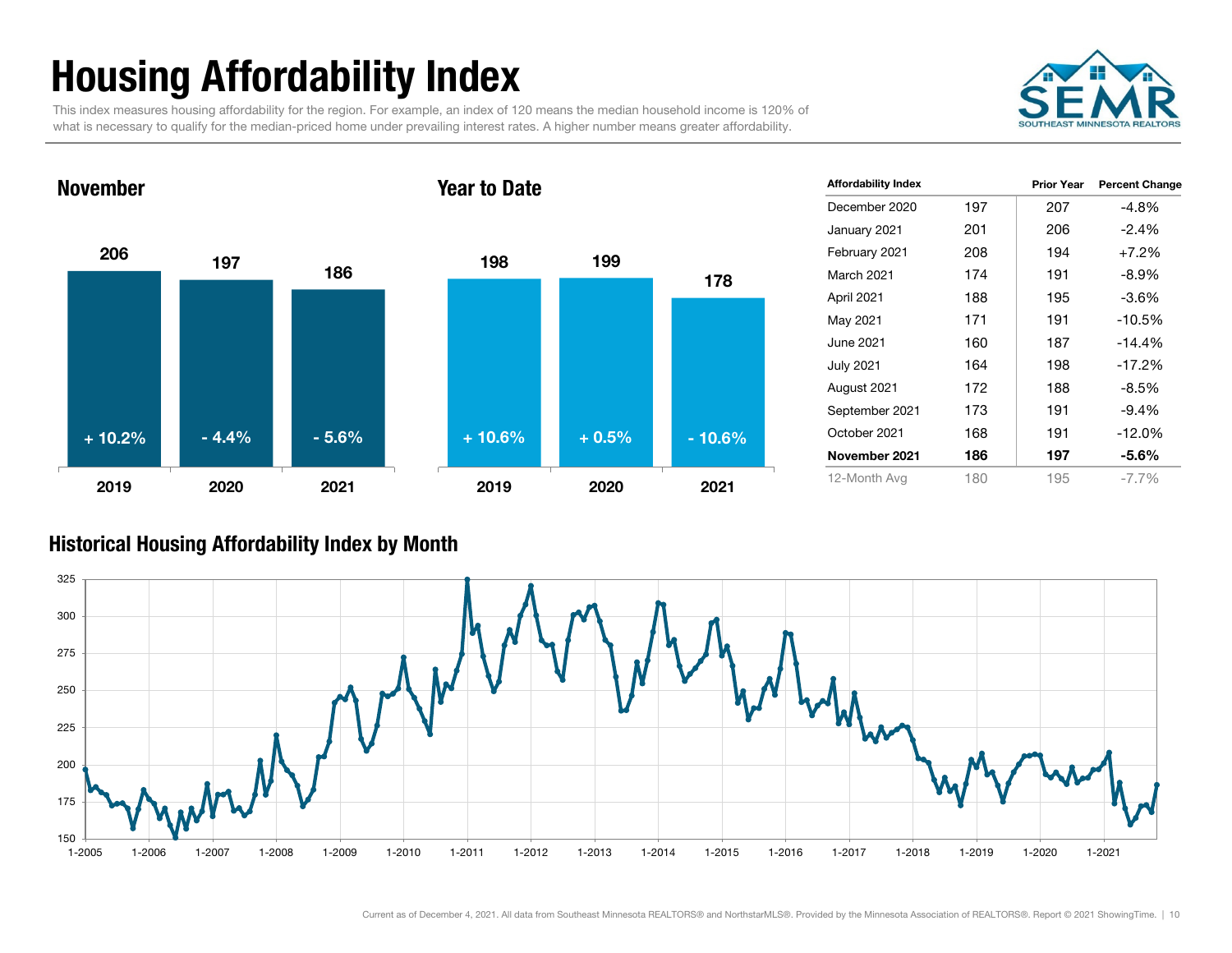# Housing Affordability Index

This index measures housing affordability for the region. For example, an index of 120 means the median household income is 120% of what is necessary to qualify for the median-priced home under prevailing interest rates. A higher number means greater affordability.

SEMR
SOUTHEAST MINNESOTA REALTORS

## November

| Year | Index | Change |
|---|---|---|
| 2019 | 206 | + 10.2% |
| 2020 | 197 | - 4.4% |
| 2021 | 186 | - 5.6% |

## Year to Date

| Year | Index | Change |
|---|---|---|
| 2019 | 198 | + 10.6% |
| 2020 | 199 | + 0.5% |
| 2021 | 178 | - 10.6% |

| Affordability Index | | Prior Year | Percent Change |
|---|---|---|---|
| December 2020 | 197 | 207 | -4.8% |
| January 2021 | 201 | 206 | -2.4% |
| February 2021 | 208 | 194 | +7.2% |
| March 2021 | 174 | 191 | -8.9% |
| April 2021 | 188 | 195 | -3.6% |
| May 2021 | 171 | 191 | -10.5% |
| June 2021 | 160 | 187 | -14.4% |
| July 2021 | 164 | 198 | -17.2% |
| August 2021 | 172 | 188 | -8.5% |
| September 2021 | 173 | 191 | -9.4% |
| October 2021 | 168 | 191 | -12.0% |
| **November 2021** | **186** | **197** | **-5.6%** |
| 12-Month Avg | 180 | 195 | -7.7% |

## Historical Housing Affordability Index by Month

Current as of December 4, 2021. All data from Southeast Minnesota REALTORS® and NorthstarMLS®. Provided by the Minnesota Association of REALTORS®. Report © 2021 ShowingTime.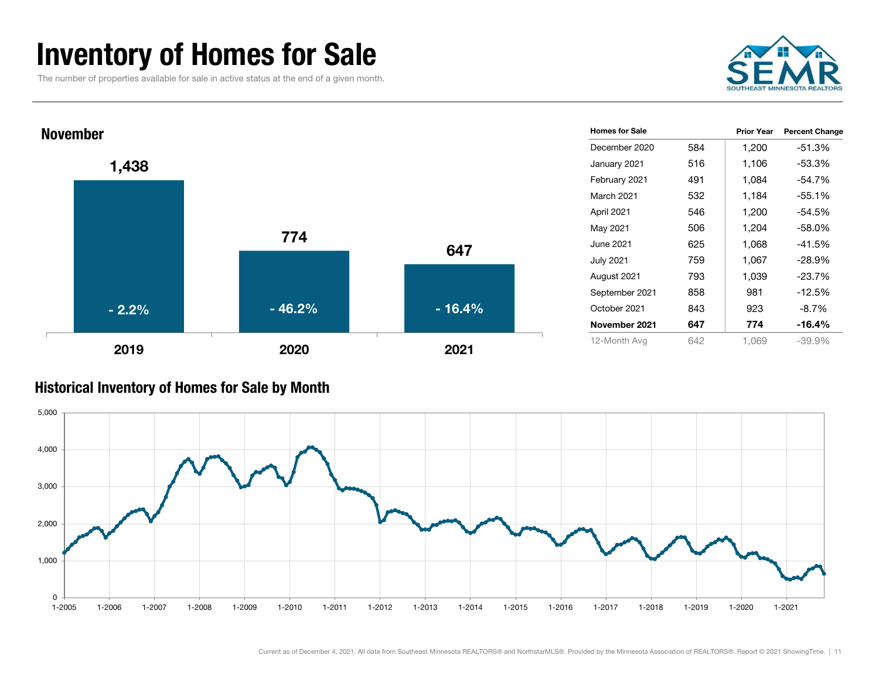# Inventory of Homes for Sale

The number of properties available for sale in active status at the end of a given month.

## November

| Year | Homes for Sale | Percent Change |
|---|---|---|
| 2019 | 1,438 | - 2.2% |
| 2020 | 774 | - 46.2% |
| 2021 | 647 | - 16.4% |

| Homes for Sale | | Prior Year | Percent Change |
|---|---|---|---|
| December 2020 | 584 | 1,200 | -51.3% |
| January 2021 | 516 | 1,106 | -53.3% |
| February 2021 | 491 | 1,084 | -54.7% |
| March 2021 | 532 | 1,184 | -55.1% |
| April 2021 | 546 | 1,200 | -54.5% |
| May 2021 | 506 | 1,204 | -58.0% |
| June 2021 | 625 | 1,068 | -41.5% |
| July 2021 | 759 | 1,067 | -28.9% |
| August 2021 | 793 | 1,039 | -23.7% |
| September 2021 | 858 | 981 | -12.5% |
| October 2021 | 843 | 923 | -8.7% |
| **November 2021** | **647** | **774** | **-16.4%** |
| 12-Month Avg | 642 | 1,069 | -39.9% |

## Historical Inventory of Homes for Sale by Month

Current as of December 4, 2021. All data from Southeast Minnesota REALTORS® and NorthstarMLS®. Provided by the Minnesota Association of REALTORS®. Report © 2021 ShowingTime.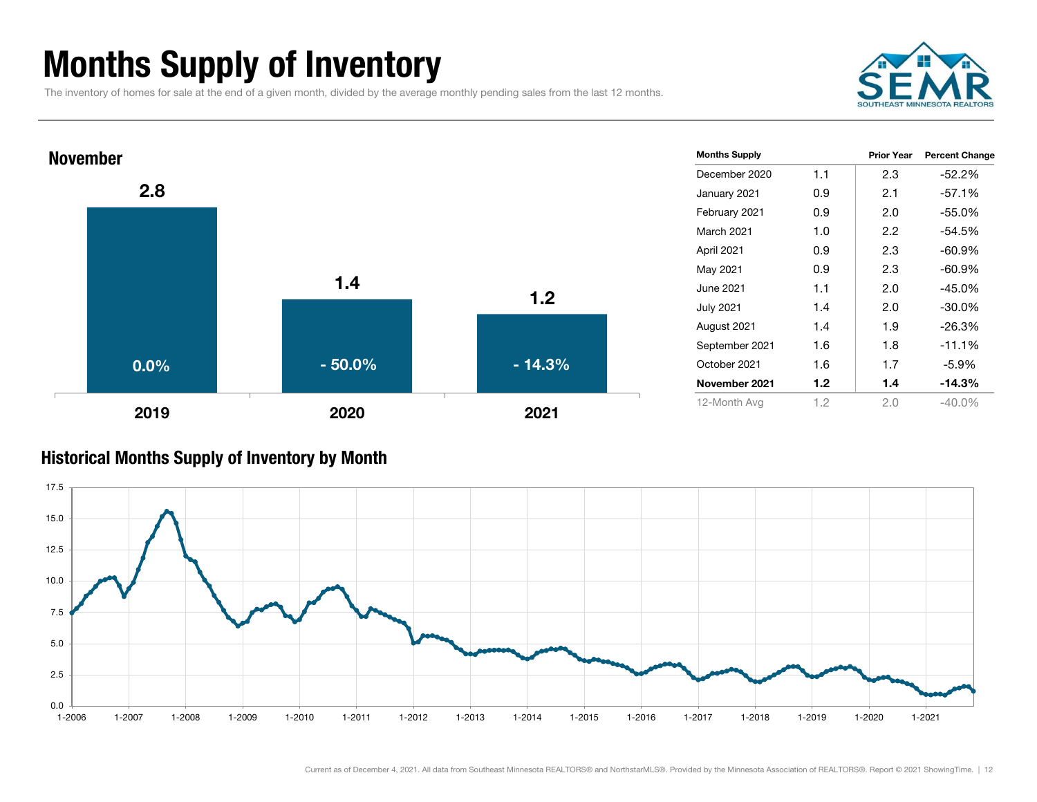# Months Supply of Inventory

The inventory of homes for sale at the end of a given month, divided by the average monthly pending sales from the last 12 months.

## November

| Year | Months Supply | Percent Change |
|---|---|---|
| 2019 | 2.8 | 0.0% |
| 2020 | 1.4 | - 50.0% |
| 2021 | 1.2 | - 14.3% |

| Months Supply | | Prior Year | Percent Change |
|---|---|---|---|
| December 2020 | 1.1 | 2.3 | -52.2% |
| January 2021 | 0.9 | 2.1 | -57.1% |
| February 2021 | 0.9 | 2.0 | -55.0% |
| March 2021 | 1.0 | 2.2 | -54.5% |
| April 2021 | 0.9 | 2.3 | -60.9% |
| May 2021 | 0.9 | 2.3 | -60.9% |
| June 2021 | 1.1 | 2.0 | -45.0% |
| July 2021 | 1.4 | 2.0 | -30.0% |
| August 2021 | 1.4 | 1.9 | -26.3% |
| September 2021 | 1.6 | 1.8 | -11.1% |
| October 2021 | 1.6 | 1.7 | -5.9% |
| **November 2021** | **1.2** | **1.4** | **-14.3%** |
| 12-Month Avg | 1.2 | 2.0 | -40.0% |

## Historical Months Supply of Inventory by Month

Current as of December 4, 2021. All data from Southeast Minnesota REALTORS® and NorthstarMLS®. Provided by the Minnesota Association of REALTORS®. Report © 2021 ShowingTime.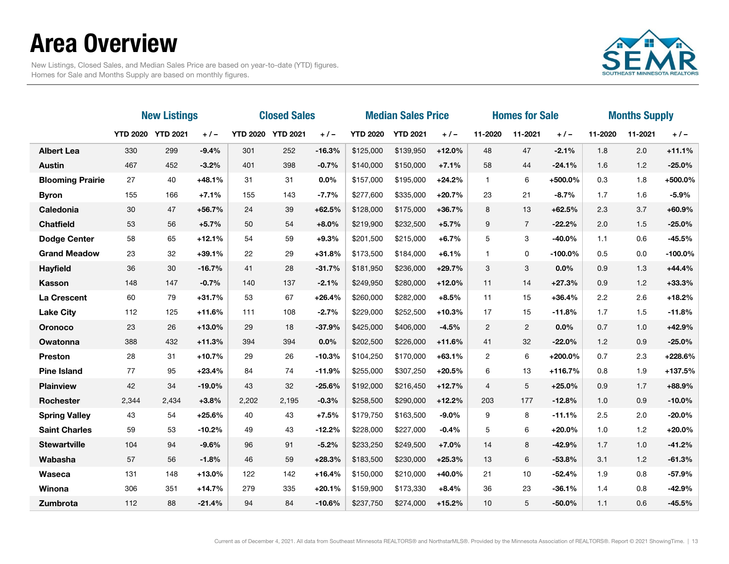# Area Overview

New Listings, Closed Sales, and Median Sales Price are based on year-to-date (YTD) figures.
Homes for Sale and Months Supply are based on monthly figures.

| | New Listings | | | Closed Sales | | | Median Sales Price | | | Homes for Sale | | | Months Supply | | |
|---|---|---|---|---|---|---|---|---|---|---|---|---|---|---|---|
| | YTD 2020 | YTD 2021 | + / – | YTD 2020 | YTD 2021 | + / – | YTD 2020 | YTD 2021 | + / – | 11-2020 | 11-2021 | + / – | 11-2020 | 11-2021 | + / – |
| **Albert Lea** | 330 | 299 | **-9.4%** | 301 | 252 | **-16.3%** | $125,000 | $139,950 | **+12.0%** | 48 | 47 | **-2.1%** | 1.8 | 2.0 | **+11.1%** |
| **Austin** | 467 | 452 | **-3.2%** | 401 | 398 | **-0.7%** | $140,000 | $150,000 | **+7.1%** | 58 | 44 | **-24.1%** | 1.6 | 1.2 | **-25.0%** |
| **Blooming Prairie** | 27 | 40 | **+48.1%** | 31 | 31 | **0.0%** | $157,000 | $195,000 | **+24.2%** | 1 | 6 | **+500.0%** | 0.3 | 1.8 | **+500.0%** |
| **Byron** | 155 | 166 | **+7.1%** | 155 | 143 | **-7.7%** | $277,600 | $335,000 | **+20.7%** | 23 | 21 | **-8.7%** | 1.7 | 1.6 | **-5.9%** |
| **Caledonia** | 30 | 47 | **+56.7%** | 24 | 39 | **+62.5%** | $128,000 | $175,000 | **+36.7%** | 8 | 13 | **+62.5%** | 2.3 | 3.7 | **+60.9%** |
| **Chatfield** | 53 | 56 | **+5.7%** | 50 | 54 | **+8.0%** | $219,900 | $232,500 | **+5.7%** | 9 | 7 | **-22.2%** | 2.0 | 1.5 | **-25.0%** |
| **Dodge Center** | 58 | 65 | **+12.1%** | 54 | 59 | **+9.3%** | $201,500 | $215,000 | **+6.7%** | 5 | 3 | **-40.0%** | 1.1 | 0.6 | **-45.5%** |
| **Grand Meadow** | 23 | 32 | **+39.1%** | 22 | 29 | **+31.8%** | $173,500 | $184,000 | **+6.1%** | 1 | 0 | **-100.0%** | 0.5 | 0.0 | **-100.0%** |
| **Hayfield** | 36 | 30 | **-16.7%** | 41 | 28 | **-31.7%** | $181,950 | $236,000 | **+29.7%** | 3 | 3 | **0.0%** | 0.9 | 1.3 | **+44.4%** |
| **Kasson** | 148 | 147 | **-0.7%** | 140 | 137 | **-2.1%** | $249,950 | $280,000 | **+12.0%** | 11 | 14 | **+27.3%** | 0.9 | 1.2 | **+33.3%** |
| **La Crescent** | 60 | 79 | **+31.7%** | 53 | 67 | **+26.4%** | $260,000 | $282,000 | **+8.5%** | 11 | 15 | **+36.4%** | 2.2 | 2.6 | **+18.2%** |
| **Lake City** | 112 | 125 | **+11.6%** | 111 | 108 | **-2.7%** | $229,000 | $252,500 | **+10.3%** | 17 | 15 | **-11.8%** | 1.7 | 1.5 | **-11.8%** |
| **Oronoco** | 23 | 26 | **+13.0%** | 29 | 18 | **-37.9%** | $425,000 | $406,000 | **-4.5%** | 2 | 2 | **0.0%** | 0.7 | 1.0 | **+42.9%** |
| **Owatonna** | 388 | 432 | **+11.3%** | 394 | 394 | **0.0%** | $202,500 | $226,000 | **+11.6%** | 41 | 32 | **-22.0%** | 1.2 | 0.9 | **-25.0%** |
| **Preston** | 28 | 31 | **+10.7%** | 29 | 26 | **-10.3%** | $104,250 | $170,000 | **+63.1%** | 2 | 6 | **+200.0%** | 0.7 | 2.3 | **+228.6%** |
| **Pine Island** | 77 | 95 | **+23.4%** | 84 | 74 | **-11.9%** | $255,000 | $307,250 | **+20.5%** | 6 | 13 | **+116.7%** | 0.8 | 1.9 | **+137.5%** |
| **Plainview** | 42 | 34 | **-19.0%** | 43 | 32 | **-25.6%** | $192,000 | $216,450 | **+12.7%** | 4 | 5 | **+25.0%** | 0.9 | 1.7 | **+88.9%** |
| **Rochester** | 2,344 | 2,434 | **+3.8%** | 2,202 | 2,195 | **-0.3%** | $258,500 | $290,000 | **+12.2%** | 203 | 177 | **-12.8%** | 1.0 | 0.9 | **-10.0%** |
| **Spring Valley** | 43 | 54 | **+25.6%** | 40 | 43 | **+7.5%** | $179,750 | $163,500 | **-9.0%** | 9 | 8 | **-11.1%** | 2.5 | 2.0 | **-20.0%** |
| **Saint Charles** | 59 | 53 | **-10.2%** | 49 | 43 | **-12.2%** | $228,000 | $227,000 | **-0.4%** | 5 | 6 | **+20.0%** | 1.0 | 1.2 | **+20.0%** |
| **Stewartville** | 104 | 94 | **-9.6%** | 96 | 91 | **-5.2%** | $233,250 | $249,500 | **+7.0%** | 14 | 8 | **-42.9%** | 1.7 | 1.0 | **-41.2%** |
| **Wabasha** | 57 | 56 | **-1.8%** | 46 | 59 | **+28.3%** | $183,500 | $230,000 | **+25.3%** | 13 | 6 | **-53.8%** | 3.1 | 1.2 | **-61.3%** |
| **Waseca** | 131 | 148 | **+13.0%** | 122 | 142 | **+16.4%** | $150,000 | $210,000 | **+40.0%** | 21 | 10 | **-52.4%** | 1.9 | 0.8 | **-57.9%** |
| **Winona** | 306 | 351 | **+14.7%** | 279 | 335 | **+20.1%** | $159,900 | $173,330 | **+8.4%** | 36 | 23 | **-36.1%** | 1.4 | 0.8 | **-42.9%** |
| **Zumbrota** | 112 | 88 | **-21.4%** | 94 | 84 | **-10.6%** | $237,750 | $274,000 | **+15.2%** | 10 | 5 | **-50.0%** | 1.1 | 0.6 | **-45.5%** |

Current as of December 4, 2021. All data from Southeast Minnesota REALTORS® and NorthstarMLS®. Provided by the Minnesota Association of REALTORS®. Report © 2021 ShowingTime.